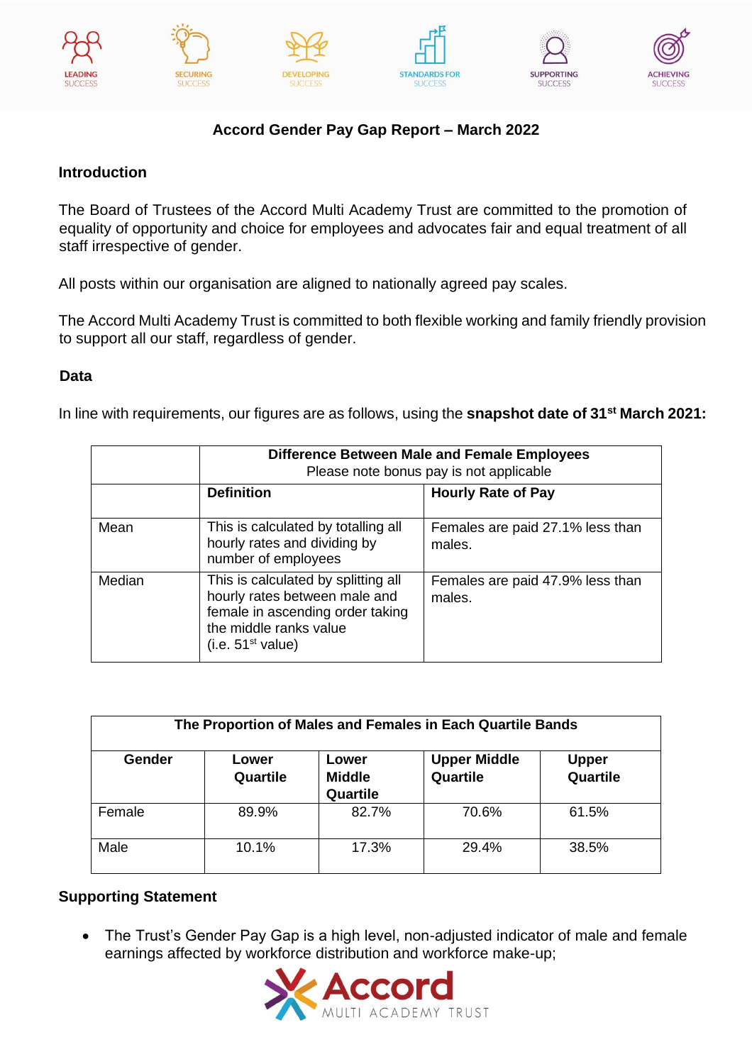# Accord Gender Pay Gap Report – March 2022

## Introduction

The Board of Trustees of the Accord Multi Academy Trust are committed to the promotion of equality of opportunity and choice for employees and advocates fair and equal treatment of all staff irrespective of gender.

All posts within our organisation are aligned to nationally agreed pay scales.

The Accord Multi Academy Trust is committed to both flexible working and family friendly provision to support all our staff, regardless of gender.

## Data

In line with requirements, our figures are as follows, using the **snapshot date of 31st March 2021:**

| | **Difference Between Male and Female Employees** Please note bonus pay is not applicable | |
|---|---|---|
| | **Definition** | **Hourly Rate of Pay** |
| Mean | This is calculated by totalling all hourly rates and dividing by number of employees | Females are paid 27.1% less than males. |
| Median | This is calculated by splitting all hourly rates between male and female in ascending order taking the middle ranks value (i.e. 51st value) | Females are paid 47.9% less than males. |

| **The Proportion of Males and Females in Each Quartile Bands** | | | | |
|---|---|---|---|---|
| **Gender** | **Lower Quartile** | **Lower Middle Quartile** | **Upper Middle Quartile** | **Upper Quartile** |
| Female | 89.9% | 82.7% | 70.6% | 61.5% |
| Male | 10.1% | 17.3% | 29.4% | 38.5% |

## Supporting Statement

- The Trust's Gender Pay Gap is a high level, non-adjusted indicator of male and female earnings affected by workforce distribution and workforce make-up;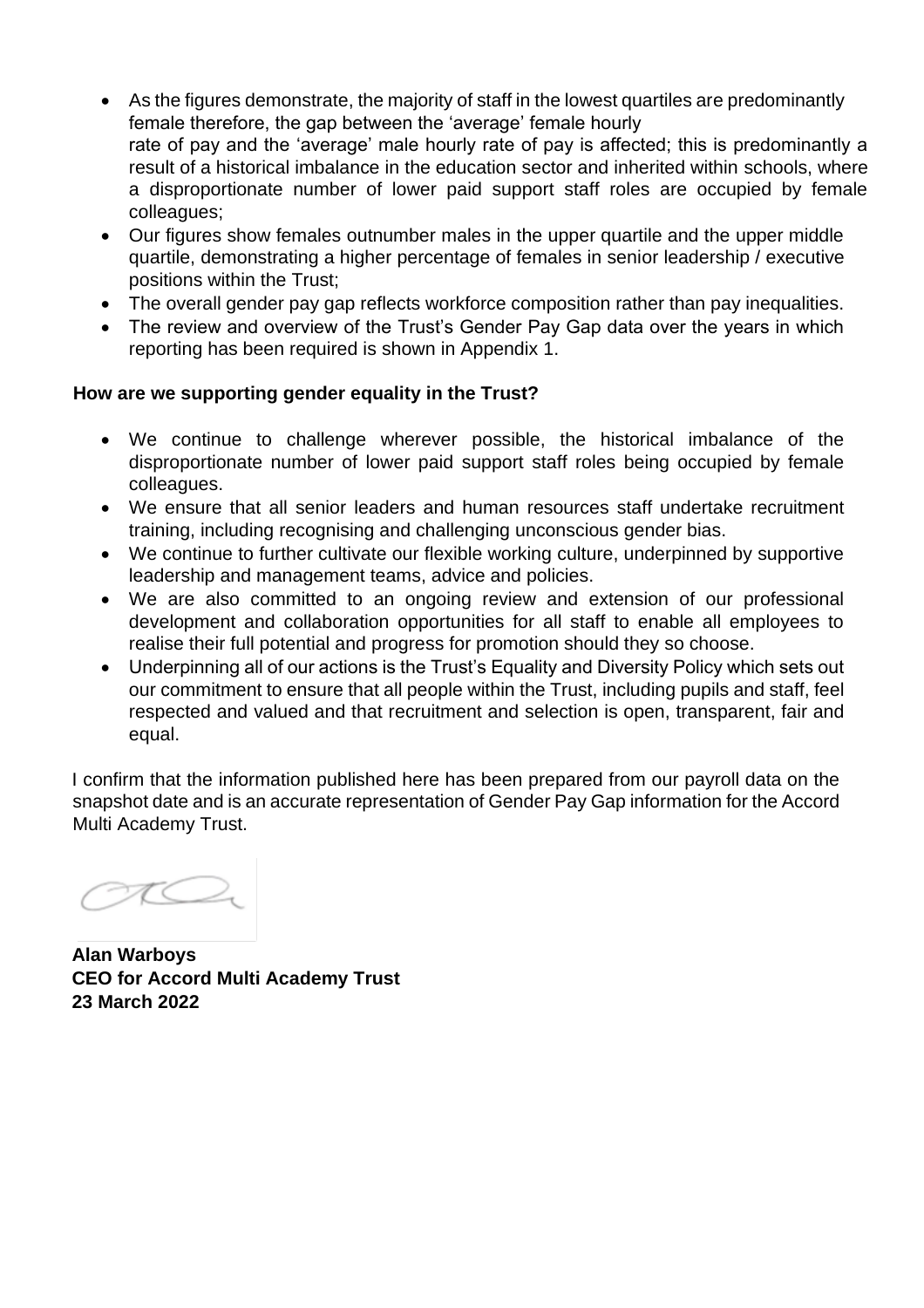- As the figures demonstrate, the majority of staff in the lowest quartiles are predominantly female therefore, the gap between the 'average' female hourly rate of pay and the 'average' male hourly rate of pay is affected; this is predominantly a result of a historical imbalance in the education sector and inherited within schools, where a disproportionate number of lower paid support staff roles are occupied by female colleagues;
- Our figures show females outnumber males in the upper quartile and the upper middle quartile, demonstrating a higher percentage of females in senior leadership / executive positions within the Trust;
- The overall gender pay gap reflects workforce composition rather than pay inequalities.
- The review and overview of the Trust's Gender Pay Gap data over the years in which reporting has been required is shown in Appendix 1.

**How are we supporting gender equality in the Trust?**

- We continue to challenge wherever possible, the historical imbalance of the disproportionate number of lower paid support staff roles being occupied by female colleagues.
- We ensure that all senior leaders and human resources staff undertake recruitment training, including recognising and challenging unconscious gender bias.
- We continue to further cultivate our flexible working culture, underpinned by supportive leadership and management teams, advice and policies.
- We are also committed to an ongoing review and extension of our professional development and collaboration opportunities for all staff to enable all employees to realise their full potential and progress for promotion should they so choose.
- Underpinning all of our actions is the Trust's Equality and Diversity Policy which sets out our commitment to ensure that all people within the Trust, including pupils and staff, feel respected and valued and that recruitment and selection is open, transparent, fair and equal.

I confirm that the information published here has been prepared from our payroll data on the snapshot date and is an accurate representation of Gender Pay Gap information for the Accord Multi Academy Trust.

**Alan Warboys**
**CEO for Accord Multi Academy Trust**
**23 March 2022**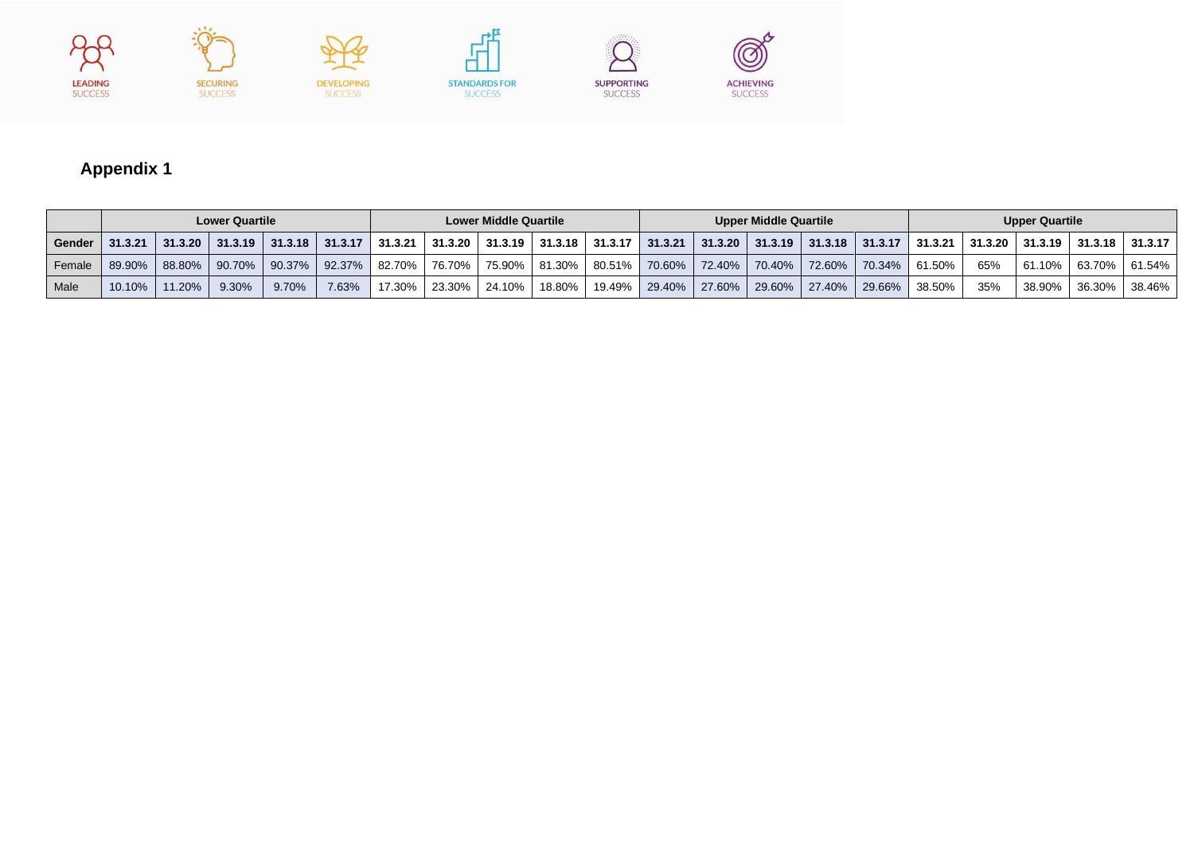LEADING SUCCESS SECURING SUCCESS DEVELOPING SUCCESS STANDARDS FOR SUCCESS SUPPORTING SUCCESS ACHIEVING SUCCESS

## Appendix 1

| | Lower Quartile | | | | | Lower Middle Quartile | | | | | Upper Middle Quartile | | | | | Upper Quartile | | | | |
|---|---|---|---|---|---|---|---|---|---|---|---|---|---|---|---|---|---|---|---|---|
| **Gender** | **31.3.21** | **31.3.20** | **31.3.19** | **31.3.18** | **31.3.17** | **31.3.21** | **31.3.20** | **31.3.19** | **31.3.18** | **31.3.17** | **31.3.21** | **31.3.20** | **31.3.19** | **31.3.18** | **31.3.17** | **31.3.21** | **31.3.20** | **31.3.19** | **31.3.18** | **31.3.17** |
| Female | 89.90% | 88.80% | 90.70% | 90.37% | 92.37% | 82.70% | 76.70% | 75.90% | 81.30% | 80.51% | 70.60% | 72.40% | 70.40% | 72.60% | 70.34% | 61.50% | 65% | 61.10% | 63.70% | 61.54% |
| Male | 10.10% | 11.20% | 9.30% | 9.70% | 7.63% | 17.30% | 23.30% | 24.10% | 18.80% | 19.49% | 29.40% | 27.60% | 29.60% | 27.40% | 29.66% | 38.50% | 35% | 38.90% | 36.30% | 38.46% |